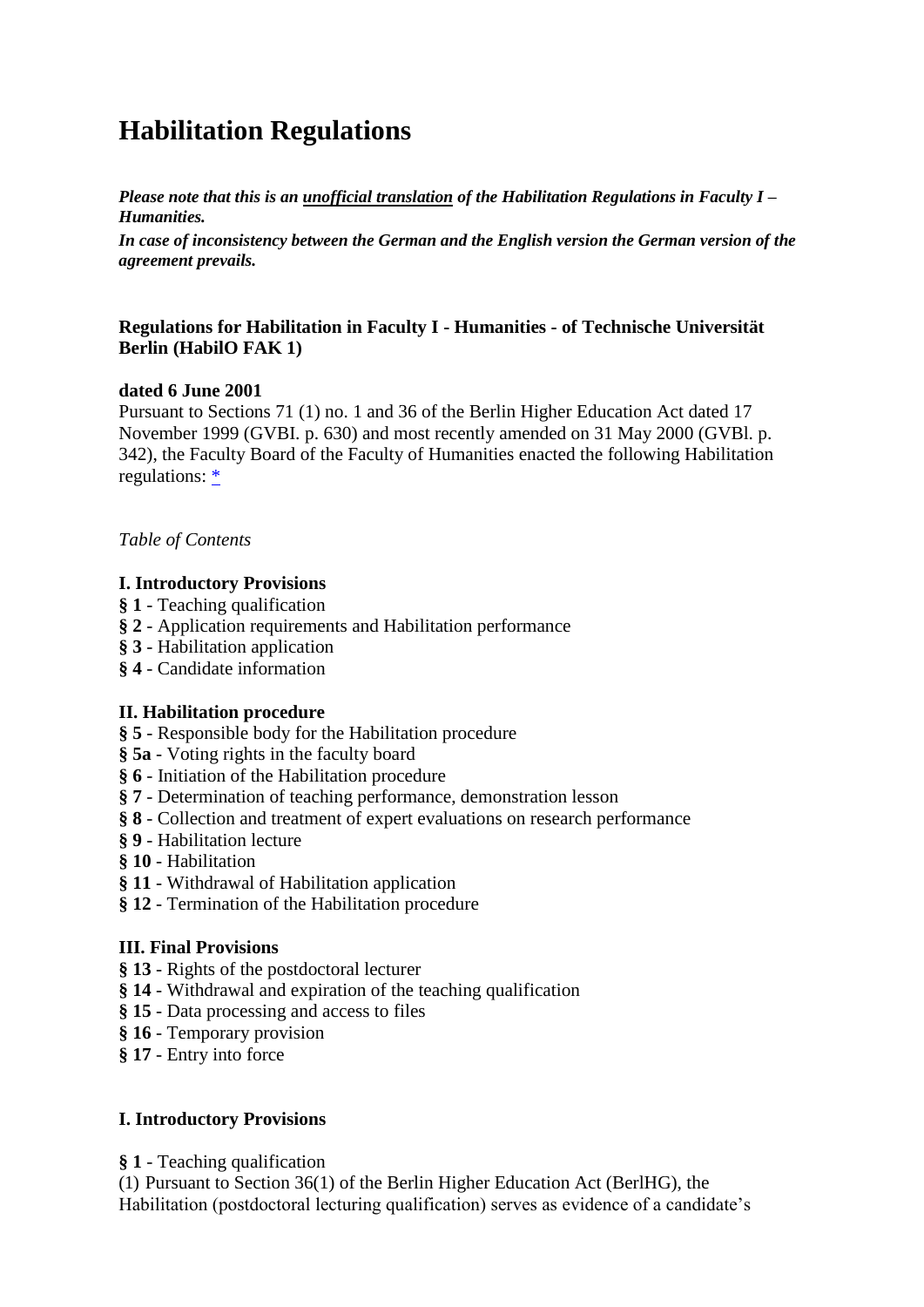# Habilitation Regulations

***Please note that this is an unofficial translation of the Habilitation Regulations in Faculty I – Humanities.***
***In case of inconsistency between the German and the English version the German version of the agreement prevails.***

**Regulations for Habilitation in Faculty I - Humanities - of Technische Universität Berlin (HabilO FAK 1)**

**dated 6 June 2001**
Pursuant to Sections 71 (1) no. 1 and 36 of the Berlin Higher Education Act dated 17 November 1999 (GVBI. p. 630) and most recently amended on 31 May 2000 (GVBl. p. 342), the Faculty Board of the Faculty of Humanities enacted the following Habilitation regulations: *

*Table of Contents*

**I. Introductory Provisions**
**§ 1** - Teaching qualification
**§ 2** - Application requirements and Habilitation performance
**§ 3** - Habilitation application
**§ 4** - Candidate information

**II. Habilitation procedure**
**§ 5** - Responsible body for the Habilitation procedure
**§ 5a** - Voting rights in the faculty board
**§ 6** - Initiation of the Habilitation procedure
**§ 7** - Determination of teaching performance, demonstration lesson
**§ 8** - Collection and treatment of expert evaluations on research performance
**§ 9** - Habilitation lecture
**§ 10** - Habilitation
**§ 11** - Withdrawal of Habilitation application
**§ 12** - Termination of the Habilitation procedure

**III. Final Provisions**
**§ 13** - Rights of the postdoctoral lecturer
**§ 14** - Withdrawal and expiration of the teaching qualification
**§ 15** - Data processing and access to files
**§ 16** - Temporary provision
**§ 17** - Entry into force

**I. Introductory Provisions**

**§ 1** - Teaching qualification
(1) Pursuant to Section 36(1) of the Berlin Higher Education Act (BerlHG), the Habilitation (postdoctoral lecturing qualification) serves as evidence of a candidate's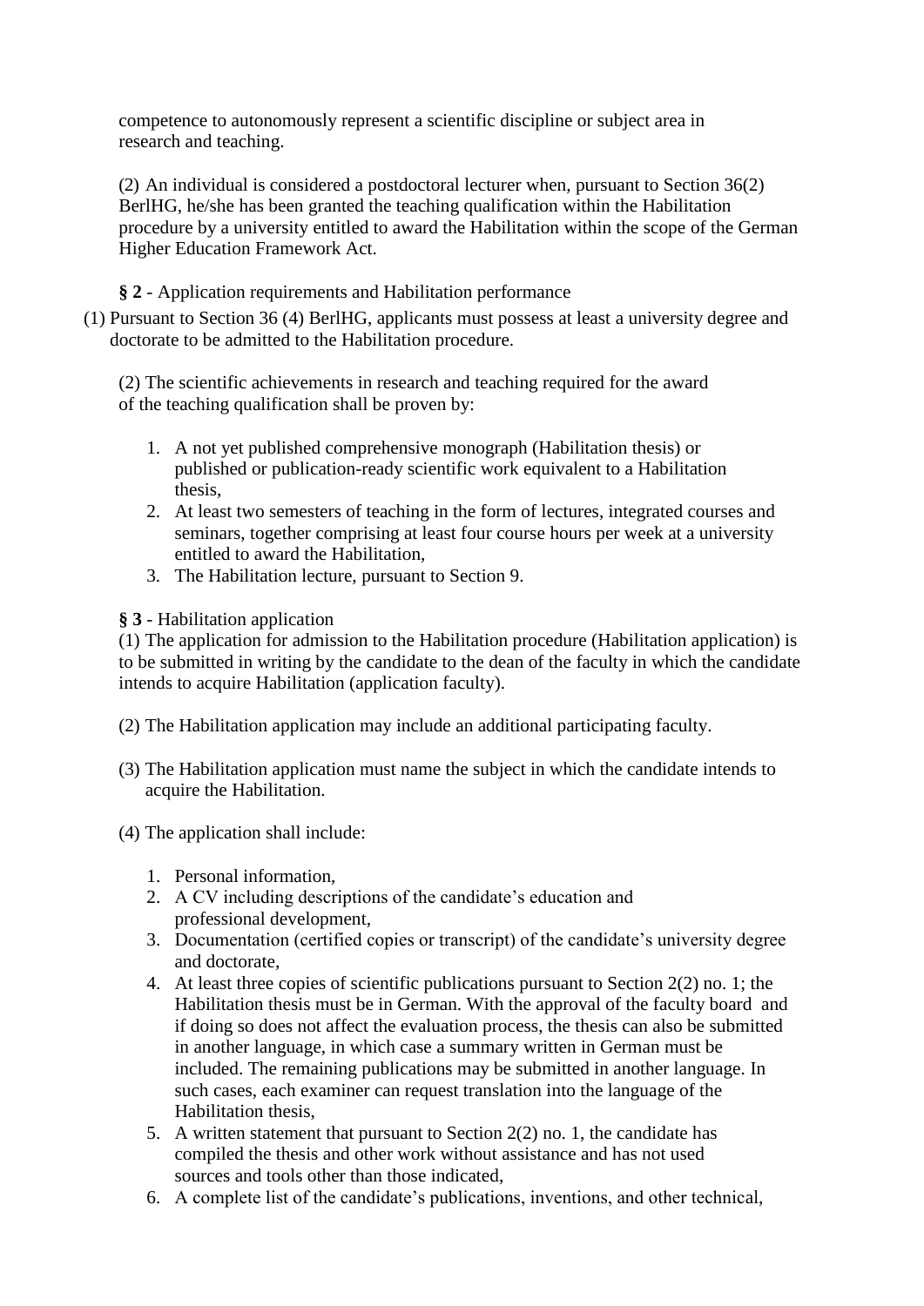competence to autonomously represent a scientific discipline or subject area in research and teaching.

(2) An individual is considered a postdoctoral lecturer when, pursuant to Section 36(2) BerlHG, he/she has been granted the teaching qualification within the Habilitation procedure by a university entitled to award the Habilitation within the scope of the German Higher Education Framework Act.

**§ 2** - Application requirements and Habilitation performance

(1) Pursuant to Section 36 (4) BerlHG, applicants must possess at least a university degree and doctorate to be admitted to the Habilitation procedure.

(2) The scientific achievements in research and teaching required for the award of the teaching qualification shall be proven by:

1. A not yet published comprehensive monograph (Habilitation thesis) or published or publication-ready scientific work equivalent to a Habilitation thesis,
2. At least two semesters of teaching in the form of lectures, integrated courses and seminars, together comprising at least four course hours per week at a university entitled to award the Habilitation,
3. The Habilitation lecture, pursuant to Section 9.

**§ 3** - Habilitation application

(1) The application for admission to the Habilitation procedure (Habilitation application) is to be submitted in writing by the candidate to the dean of the faculty in which the candidate intends to acquire Habilitation (application faculty).

(2) The Habilitation application may include an additional participating faculty.

(3) The Habilitation application must name the subject in which the candidate intends to acquire the Habilitation.

(4) The application shall include:

1. Personal information,
2. A CV including descriptions of the candidate's education and professional development,
3. Documentation (certified copies or transcript) of the candidate's university degree and doctorate,
4. At least three copies of scientific publications pursuant to Section 2(2) no. 1; the Habilitation thesis must be in German. With the approval of the faculty board and if doing so does not affect the evaluation process, the thesis can also be submitted in another language, in which case a summary written in German must be included. The remaining publications may be submitted in another language. In such cases, each examiner can request translation into the language of the Habilitation thesis,
5. A written statement that pursuant to Section 2(2) no. 1, the candidate has compiled the thesis and other work without assistance and has not used sources and tools other than those indicated,
6. A complete list of the candidate's publications, inventions, and other technical,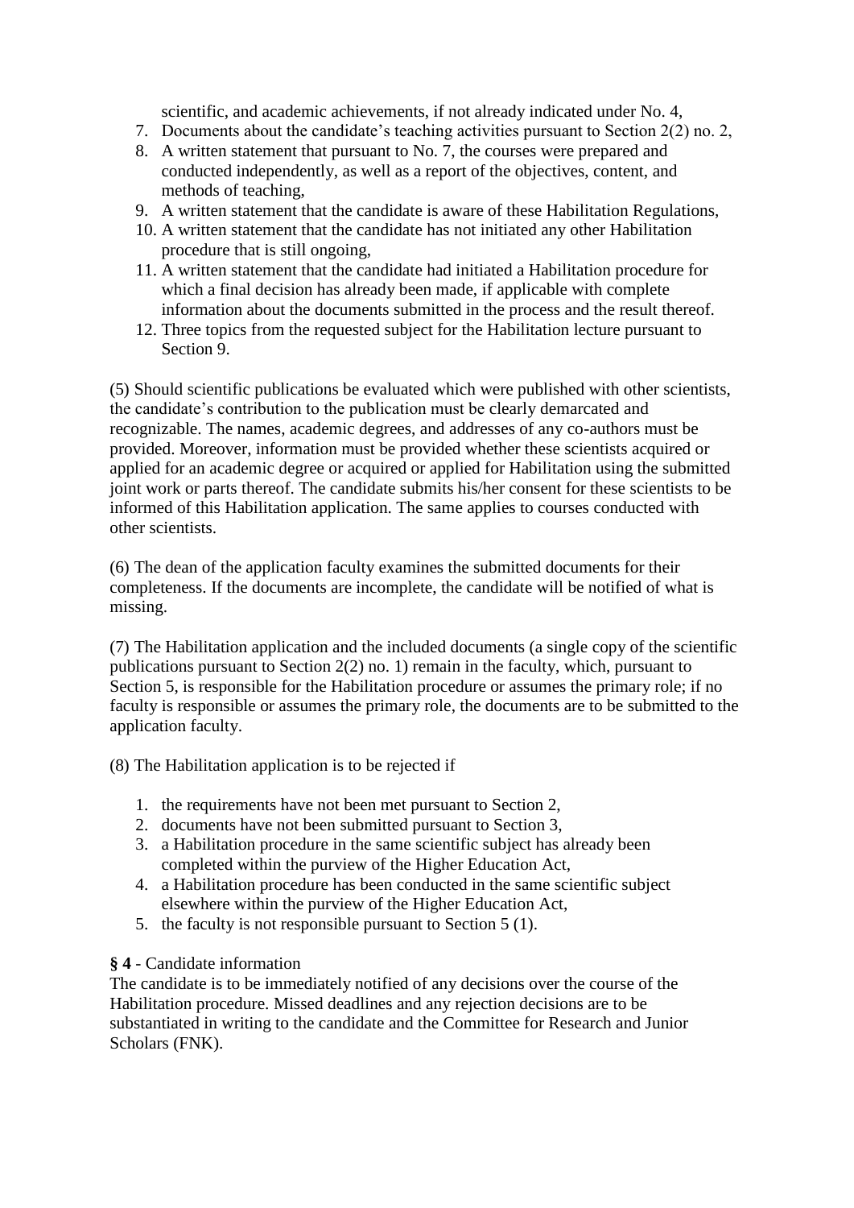scientific, and academic achievements, if not already indicated under No. 4,

7. Documents about the candidate's teaching activities pursuant to Section 2(2) no. 2,
8. A written statement that pursuant to No. 7, the courses were prepared and conducted independently, as well as a report of the objectives, content, and methods of teaching,
9. A written statement that the candidate is aware of these Habilitation Regulations,
10. A written statement that the candidate has not initiated any other Habilitation procedure that is still ongoing,
11. A written statement that the candidate had initiated a Habilitation procedure for which a final decision has already been made, if applicable with complete information about the documents submitted in the process and the result thereof.
12. Three topics from the requested subject for the Habilitation lecture pursuant to Section 9.

(5) Should scientific publications be evaluated which were published with other scientists, the candidate's contribution to the publication must be clearly demarcated and recognizable. The names, academic degrees, and addresses of any co-authors must be provided. Moreover, information must be provided whether these scientists acquired or applied for an academic degree or acquired or applied for Habilitation using the submitted joint work or parts thereof. The candidate submits his/her consent for these scientists to be informed of this Habilitation application. The same applies to courses conducted with other scientists.

(6) The dean of the application faculty examines the submitted documents for their completeness. If the documents are incomplete, the candidate will be notified of what is missing.

(7) The Habilitation application and the included documents (a single copy of the scientific publications pursuant to Section 2(2) no. 1) remain in the faculty, which, pursuant to Section 5, is responsible for the Habilitation procedure or assumes the primary role; if no faculty is responsible or assumes the primary role, the documents are to be submitted to the application faculty.

(8) The Habilitation application is to be rejected if

1. the requirements have not been met pursuant to Section 2,
2. documents have not been submitted pursuant to Section 3,
3. a Habilitation procedure in the same scientific subject has already been completed within the purview of the Higher Education Act,
4. a Habilitation procedure has been conducted in the same scientific subject elsewhere within the purview of the Higher Education Act,
5. the faculty is not responsible pursuant to Section 5 (1).

**§ 4** - Candidate information

The candidate is to be immediately notified of any decisions over the course of the Habilitation procedure. Missed deadlines and any rejection decisions are to be substantiated in writing to the candidate and the Committee for Research and Junior Scholars (FNK).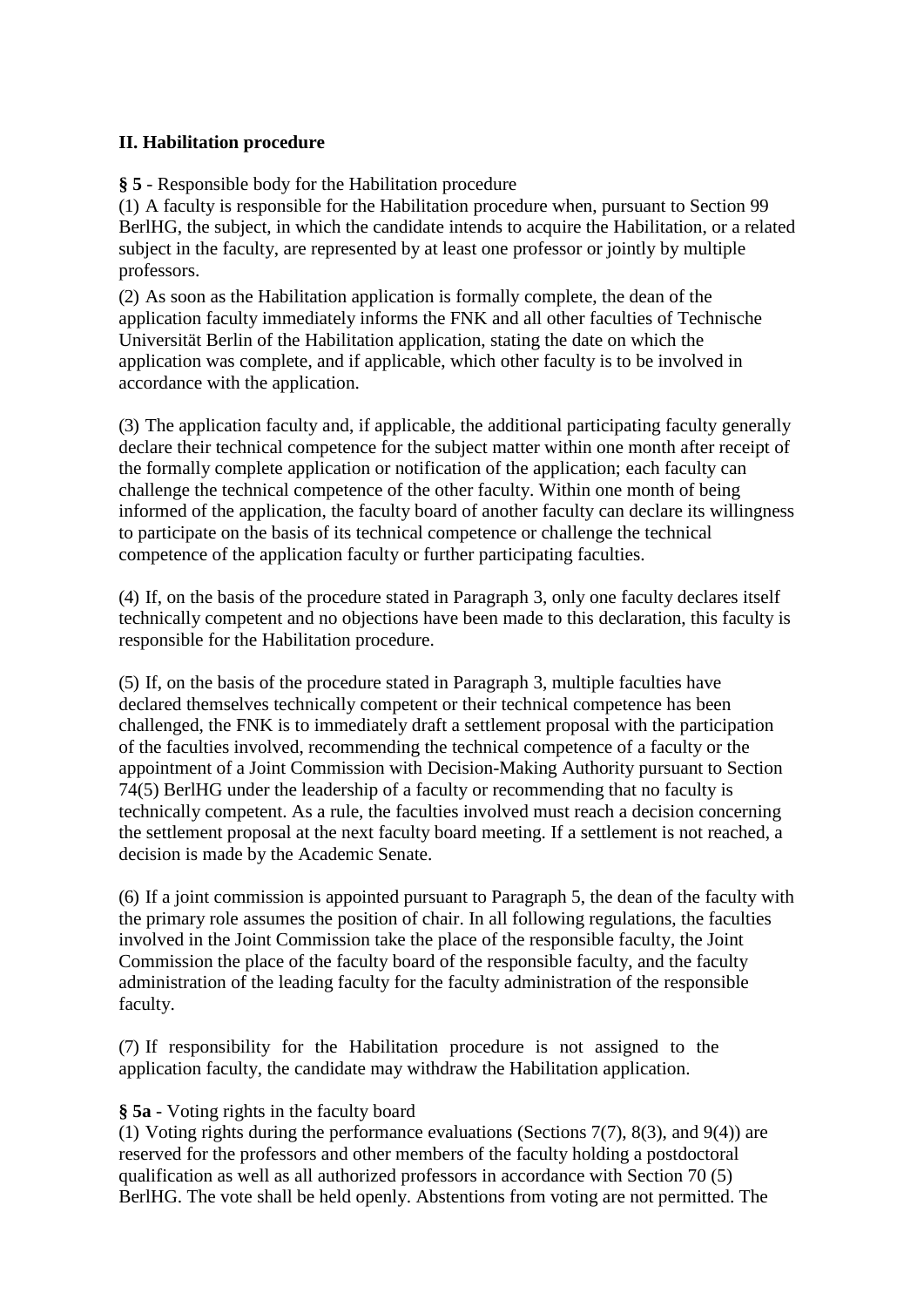## II. Habilitation procedure

**§ 5** - Responsible body for the Habilitation procedure

(1) A faculty is responsible for the Habilitation procedure when, pursuant to Section 99 BerlHG, the subject, in which the candidate intends to acquire the Habilitation, or a related subject in the faculty, are represented by at least one professor or jointly by multiple professors.

(2) As soon as the Habilitation application is formally complete, the dean of the application faculty immediately informs the FNK and all other faculties of Technische Universität Berlin of the Habilitation application, stating the date on which the application was complete, and if applicable, which other faculty is to be involved in accordance with the application.

(3) The application faculty and, if applicable, the additional participating faculty generally declare their technical competence for the subject matter within one month after receipt of the formally complete application or notification of the application; each faculty can challenge the technical competence of the other faculty. Within one month of being informed of the application, the faculty board of another faculty can declare its willingness to participate on the basis of its technical competence or challenge the technical competence of the application faculty or further participating faculties.

(4) If, on the basis of the procedure stated in Paragraph 3, only one faculty declares itself technically competent and no objections have been made to this declaration, this faculty is responsible for the Habilitation procedure.

(5) If, on the basis of the procedure stated in Paragraph 3, multiple faculties have declared themselves technically competent or their technical competence has been challenged, the FNK is to immediately draft a settlement proposal with the participation of the faculties involved, recommending the technical competence of a faculty or the appointment of a Joint Commission with Decision-Making Authority pursuant to Section 74(5) BerlHG under the leadership of a faculty or recommending that no faculty is technically competent. As a rule, the faculties involved must reach a decision concerning the settlement proposal at the next faculty board meeting. If a settlement is not reached, a decision is made by the Academic Senate.

(6) If a joint commission is appointed pursuant to Paragraph 5, the dean of the faculty with the primary role assumes the position of chair. In all following regulations, the faculties involved in the Joint Commission take the place of the responsible faculty, the Joint Commission the place of the faculty board of the responsible faculty, and the faculty administration of the leading faculty for the faculty administration of the responsible faculty.

(7) If responsibility for the Habilitation procedure is not assigned to the application faculty, the candidate may withdraw the Habilitation application.

**§ 5a** - Voting rights in the faculty board

(1) Voting rights during the performance evaluations (Sections 7(7), 8(3), and 9(4)) are reserved for the professors and other members of the faculty holding a postdoctoral qualification as well as all authorized professors in accordance with Section 70 (5) BerlHG. The vote shall be held openly. Abstentions from voting are not permitted. The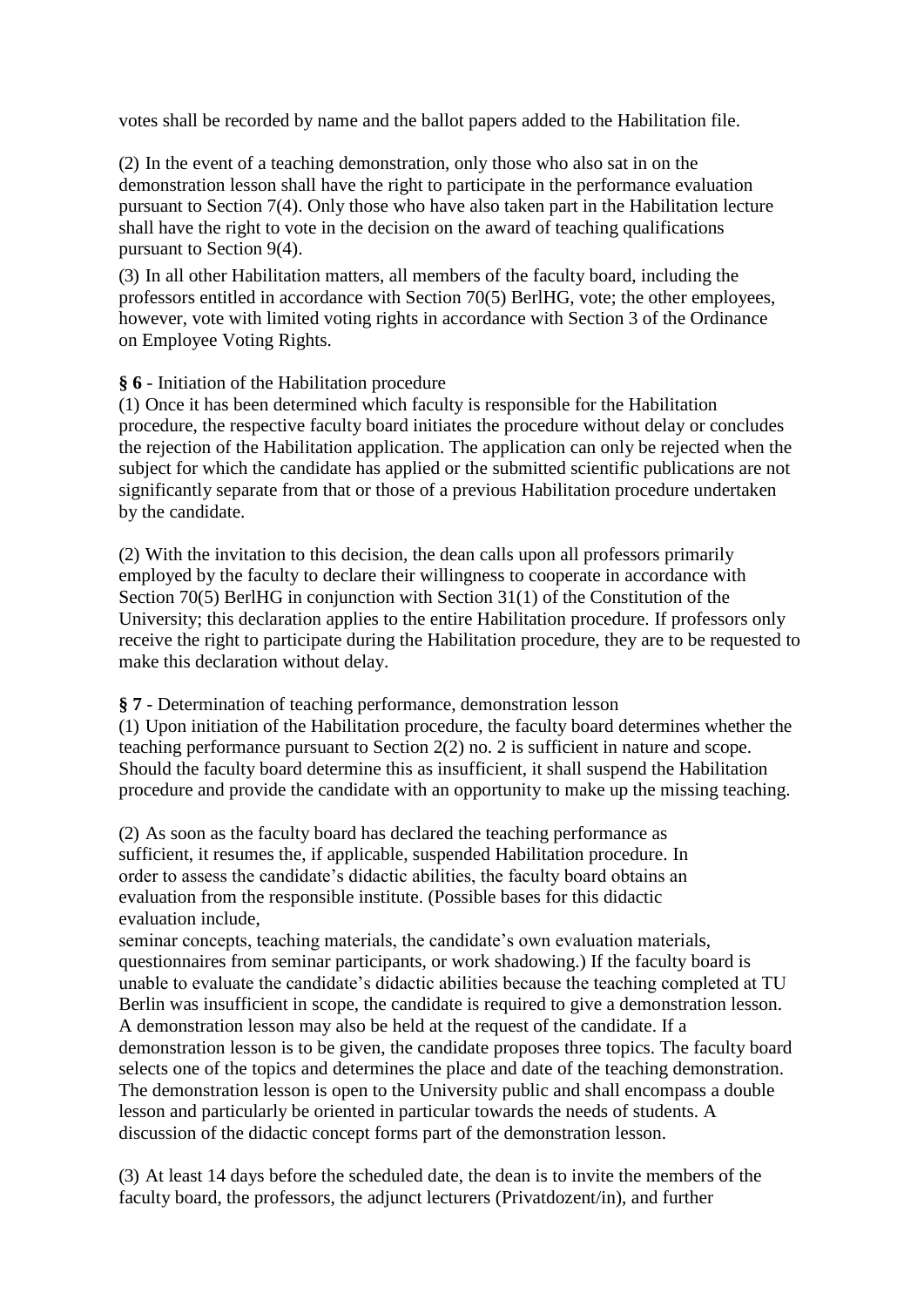votes shall be recorded by name and the ballot papers added to the Habilitation file.

(2) In the event of a teaching demonstration, only those who also sat in on the demonstration lesson shall have the right to participate in the performance evaluation pursuant to Section 7(4). Only those who have also taken part in the Habilitation lecture shall have the right to vote in the decision on the award of teaching qualifications pursuant to Section 9(4).

(3) In all other Habilitation matters, all members of the faculty board, including the professors entitled in accordance with Section 70(5) BerlHG, vote; the other employees, however, vote with limited voting rights in accordance with Section 3 of the Ordinance on Employee Voting Rights.

**§ 6** - Initiation of the Habilitation procedure

(1) Once it has been determined which faculty is responsible for the Habilitation procedure, the respective faculty board initiates the procedure without delay or concludes the rejection of the Habilitation application. The application can only be rejected when the subject for which the candidate has applied or the submitted scientific publications are not significantly separate from that or those of a previous Habilitation procedure undertaken by the candidate.

(2) With the invitation to this decision, the dean calls upon all professors primarily employed by the faculty to declare their willingness to cooperate in accordance with Section 70(5) BerlHG in conjunction with Section 31(1) of the Constitution of the University; this declaration applies to the entire Habilitation procedure. If professors only receive the right to participate during the Habilitation procedure, they are to be requested to make this declaration without delay.

**§ 7** - Determination of teaching performance, demonstration lesson

(1) Upon initiation of the Habilitation procedure, the faculty board determines whether the teaching performance pursuant to Section 2(2) no. 2 is sufficient in nature and scope. Should the faculty board determine this as insufficient, it shall suspend the Habilitation procedure and provide the candidate with an opportunity to make up the missing teaching.

(2) As soon as the faculty board has declared the teaching performance as sufficient, it resumes the, if applicable, suspended Habilitation procedure. In order to assess the candidate's didactic abilities, the faculty board obtains an evaluation from the responsible institute. (Possible bases for this didactic evaluation include, seminar concepts, teaching materials, the candidate's own evaluation materials, questionnaires from seminar participants, or work shadowing.) If the faculty board is unable to evaluate the candidate's didactic abilities because the teaching completed at TU Berlin was insufficient in scope, the candidate is required to give a demonstration lesson. A demonstration lesson may also be held at the request of the candidate. If a demonstration lesson is to be given, the candidate proposes three topics. The faculty board selects one of the topics and determines the place and date of the teaching demonstration. The demonstration lesson is open to the University public and shall encompass a double lesson and particularly be oriented in particular towards the needs of students. A discussion of the didactic concept forms part of the demonstration lesson.

(3) At least 14 days before the scheduled date, the dean is to invite the members of the faculty board, the professors, the adjunct lecturers (Privatdozent/in), and further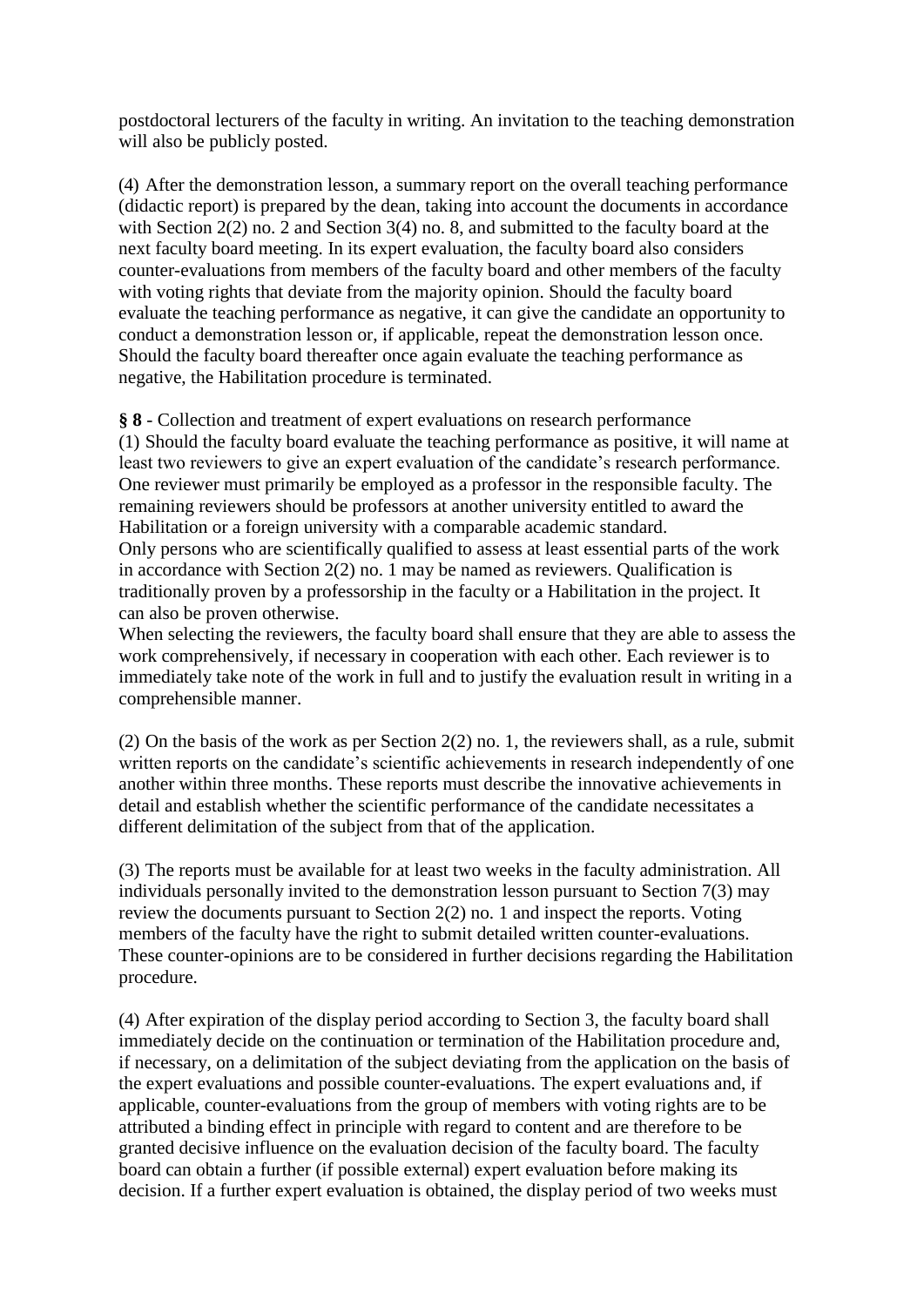postdoctoral lecturers of the faculty in writing. An invitation to the teaching demonstration will also be publicly posted.

(4) After the demonstration lesson, a summary report on the overall teaching performance (didactic report) is prepared by the dean, taking into account the documents in accordance with Section 2(2) no. 2 and Section 3(4) no. 8, and submitted to the faculty board at the next faculty board meeting. In its expert evaluation, the faculty board also considers counter-evaluations from members of the faculty board and other members of the faculty with voting rights that deviate from the majority opinion. Should the faculty board evaluate the teaching performance as negative, it can give the candidate an opportunity to conduct a demonstration lesson or, if applicable, repeat the demonstration lesson once. Should the faculty board thereafter once again evaluate the teaching performance as negative, the Habilitation procedure is terminated.

**§ 8** - Collection and treatment of expert evaluations on research performance

(1) Should the faculty board evaluate the teaching performance as positive, it will name at least two reviewers to give an expert evaluation of the candidate's research performance. One reviewer must primarily be employed as a professor in the responsible faculty. The remaining reviewers should be professors at another university entitled to award the Habilitation or a foreign university with a comparable academic standard.
Only persons who are scientifically qualified to assess at least essential parts of the work in accordance with Section 2(2) no. 1 may be named as reviewers. Qualification is traditionally proven by a professorship in the faculty or a Habilitation in the project. It can also be proven otherwise.
When selecting the reviewers, the faculty board shall ensure that they are able to assess the work comprehensively, if necessary in cooperation with each other. Each reviewer is to immediately take note of the work in full and to justify the evaluation result in writing in a comprehensible manner.

(2) On the basis of the work as per Section 2(2) no. 1, the reviewers shall, as a rule, submit written reports on the candidate's scientific achievements in research independently of one another within three months. These reports must describe the innovative achievements in detail and establish whether the scientific performance of the candidate necessitates a different delimitation of the subject from that of the application.

(3) The reports must be available for at least two weeks in the faculty administration. All individuals personally invited to the demonstration lesson pursuant to Section 7(3) may review the documents pursuant to Section 2(2) no. 1 and inspect the reports. Voting members of the faculty have the right to submit detailed written counter-evaluations. These counter-opinions are to be considered in further decisions regarding the Habilitation procedure.

(4) After expiration of the display period according to Section 3, the faculty board shall immediately decide on the continuation or termination of the Habilitation procedure and, if necessary, on a delimitation of the subject deviating from the application on the basis of the expert evaluations and possible counter-evaluations. The expert evaluations and, if applicable, counter-evaluations from the group of members with voting rights are to be attributed a binding effect in principle with regard to content and are therefore to be granted decisive influence on the evaluation decision of the faculty board. The faculty board can obtain a further (if possible external) expert evaluation before making its decision. If a further expert evaluation is obtained, the display period of two weeks must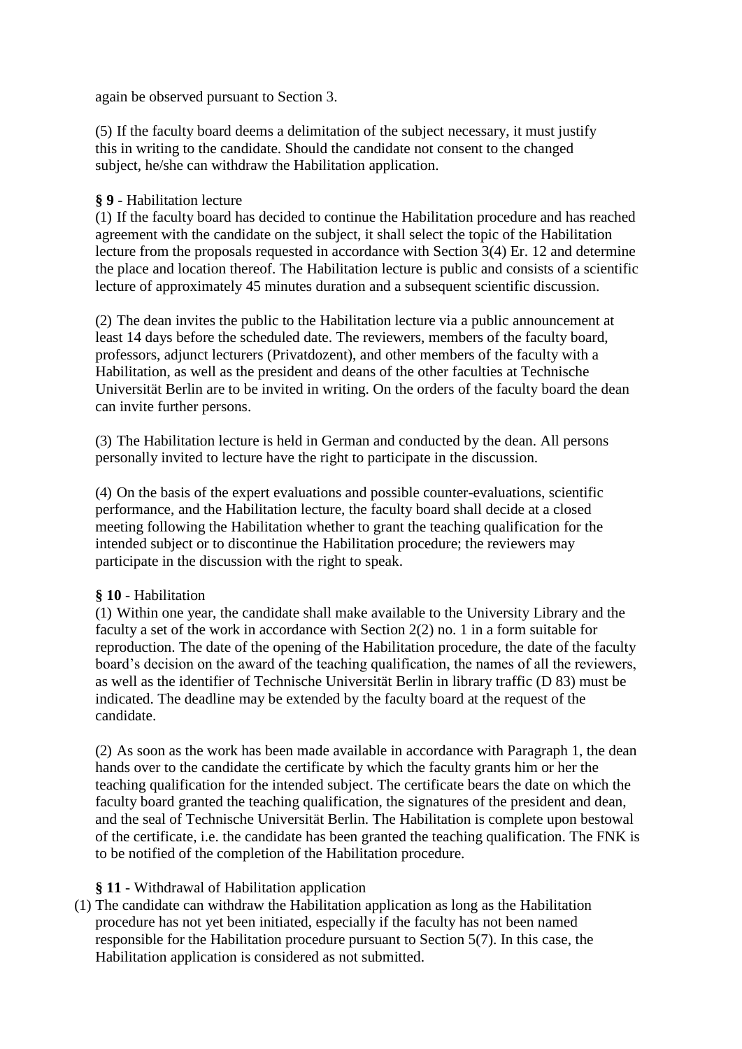again be observed pursuant to Section 3.

(5) If the faculty board deems a delimitation of the subject necessary, it must justify this in writing to the candidate. Should the candidate not consent to the changed subject, he/she can withdraw the Habilitation application.

**§ 9** - Habilitation lecture

(1) If the faculty board has decided to continue the Habilitation procedure and has reached agreement with the candidate on the subject, it shall select the topic of the Habilitation lecture from the proposals requested in accordance with Section 3(4) Er. 12 and determine the place and location thereof. The Habilitation lecture is public and consists of a scientific lecture of approximately 45 minutes duration and a subsequent scientific discussion.

(2) The dean invites the public to the Habilitation lecture via a public announcement at least 14 days before the scheduled date. The reviewers, members of the faculty board, professors, adjunct lecturers (Privatdozent), and other members of the faculty with a Habilitation, as well as the president and deans of the other faculties at Technische Universität Berlin are to be invited in writing. On the orders of the faculty board the dean can invite further persons.

(3) The Habilitation lecture is held in German and conducted by the dean. All persons personally invited to lecture have the right to participate in the discussion.

(4) On the basis of the expert evaluations and possible counter-evaluations, scientific performance, and the Habilitation lecture, the faculty board shall decide at a closed meeting following the Habilitation whether to grant the teaching qualification for the intended subject or to discontinue the Habilitation procedure; the reviewers may participate in the discussion with the right to speak.

**§ 10** - Habilitation

(1) Within one year, the candidate shall make available to the University Library and the faculty a set of the work in accordance with Section 2(2) no. 1 in a form suitable for reproduction. The date of the opening of the Habilitation procedure, the date of the faculty board's decision on the award of the teaching qualification, the names of all the reviewers, as well as the identifier of Technische Universität Berlin in library traffic (D 83) must be indicated. The deadline may be extended by the faculty board at the request of the candidate.

(2) As soon as the work has been made available in accordance with Paragraph 1, the dean hands over to the candidate the certificate by which the faculty grants him or her the teaching qualification for the intended subject. The certificate bears the date on which the faculty board granted the teaching qualification, the signatures of the president and dean, and the seal of Technische Universität Berlin. The Habilitation is complete upon bestowal of the certificate, i.e. the candidate has been granted the teaching qualification. The FNK is to be notified of the completion of the Habilitation procedure.

**§ 11** - Withdrawal of Habilitation application

(1) The candidate can withdraw the Habilitation application as long as the Habilitation procedure has not yet been initiated, especially if the faculty has not been named responsible for the Habilitation procedure pursuant to Section 5(7). In this case, the Habilitation application is considered as not submitted.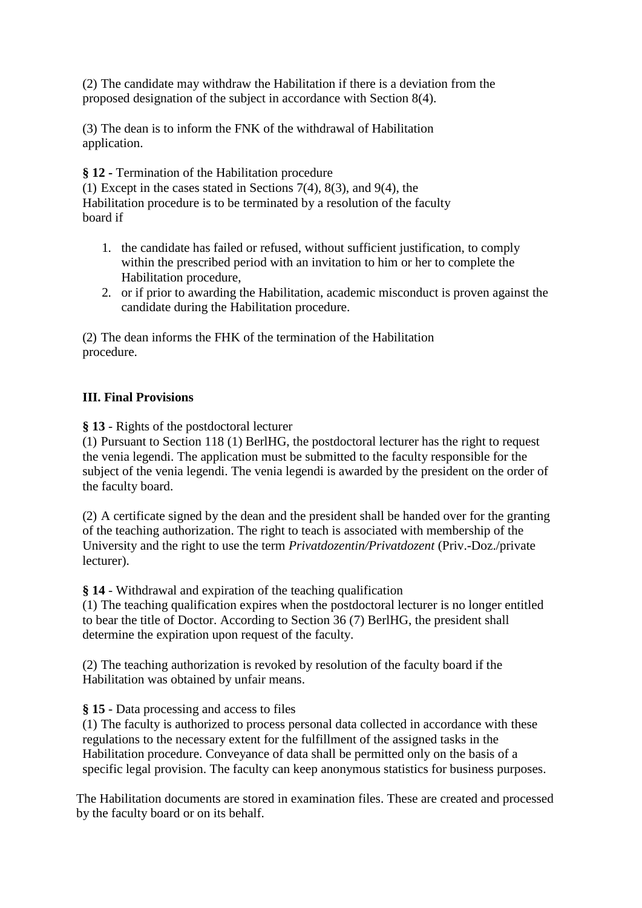(2) The candidate may withdraw the Habilitation if there is a deviation from the proposed designation of the subject in accordance with Section 8(4).

(3) The dean is to inform the FNK of the withdrawal of Habilitation application.

**§ 12** - Termination of the Habilitation procedure
(1) Except in the cases stated in Sections 7(4), 8(3), and 9(4), the Habilitation procedure is to be terminated by a resolution of the faculty board if

1. the candidate has failed or refused, without sufficient justification, to comply within the prescribed period with an invitation to him or her to complete the Habilitation procedure,
2. or if prior to awarding the Habilitation, academic misconduct is proven against the candidate during the Habilitation procedure.

(2) The dean informs the FHK of the termination of the Habilitation procedure.

## III. Final Provisions

**§ 13** - Rights of the postdoctoral lecturer
(1) Pursuant to Section 118 (1) BerlHG, the postdoctoral lecturer has the right to request the venia legendi. The application must be submitted to the faculty responsible for the subject of the venia legendi. The venia legendi is awarded by the president on the order of the faculty board.

(2) A certificate signed by the dean and the president shall be handed over for the granting of the teaching authorization. The right to teach is associated with membership of the University and the right to use the term *Privatdozentin/Privatdozent* (Priv.-Doz./private lecturer).

**§ 14** - Withdrawal and expiration of the teaching qualification
(1) The teaching qualification expires when the postdoctoral lecturer is no longer entitled to bear the title of Doctor. According to Section 36 (7) BerlHG, the president shall determine the expiration upon request of the faculty.

(2) The teaching authorization is revoked by resolution of the faculty board if the Habilitation was obtained by unfair means.

**§ 15** - Data processing and access to files
(1) The faculty is authorized to process personal data collected in accordance with these regulations to the necessary extent for the fulfillment of the assigned tasks in the Habilitation procedure. Conveyance of data shall be permitted only on the basis of a specific legal provision. The faculty can keep anonymous statistics for business purposes.

The Habilitation documents are stored in examination files. These are created and processed by the faculty board or on its behalf.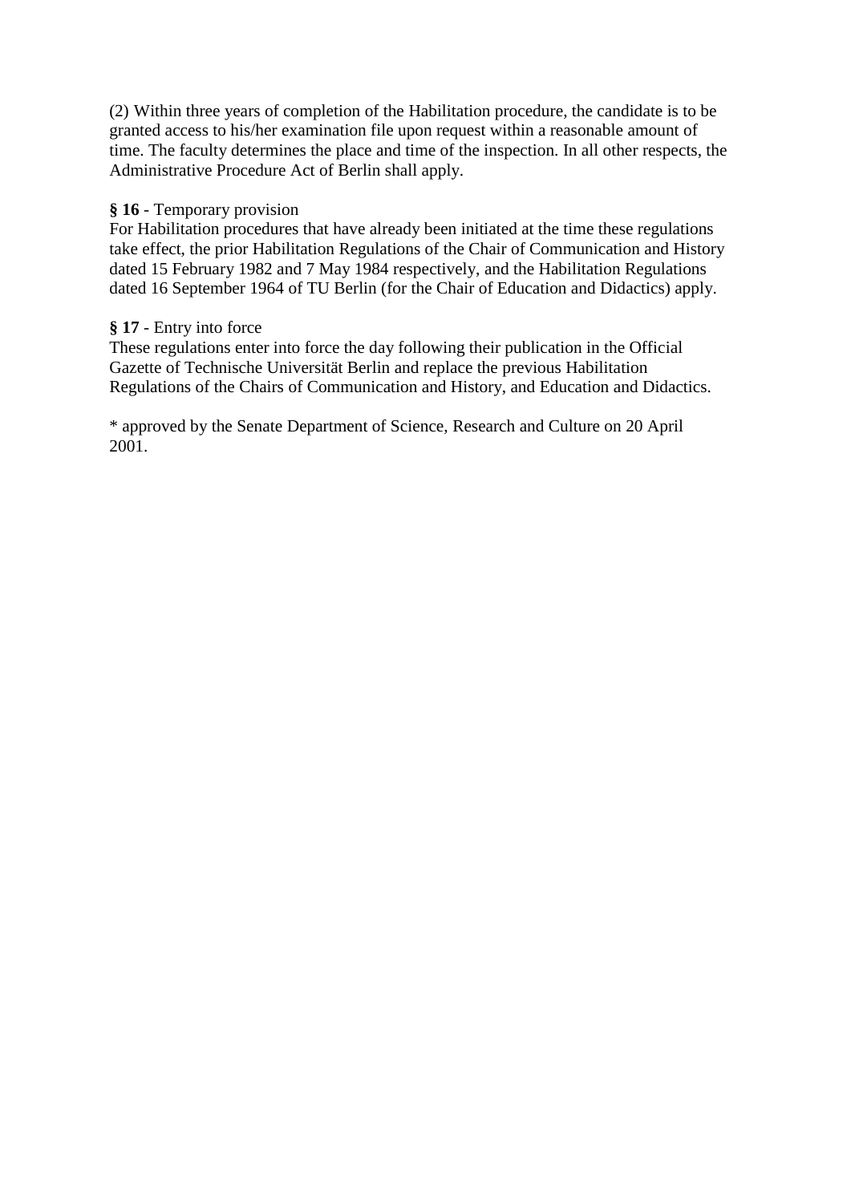(2) Within three years of completion of the Habilitation procedure, the candidate is to be granted access to his/her examination file upon request within a reasonable amount of time. The faculty determines the place and time of the inspection. In all other respects, the Administrative Procedure Act of Berlin shall apply.

**§ 16** - Temporary provision
For Habilitation procedures that have already been initiated at the time these regulations take effect, the prior Habilitation Regulations of the Chair of Communication and History dated 15 February 1982 and 7 May 1984 respectively, and the Habilitation Regulations dated 16 September 1964 of TU Berlin (for the Chair of Education and Didactics) apply.

**§ 17** - Entry into force
These regulations enter into force the day following their publication in the Official Gazette of Technische Universität Berlin and replace the previous Habilitation Regulations of the Chairs of Communication and History, and Education and Didactics.

* approved by the Senate Department of Science, Research and Culture on 20 April 2001.